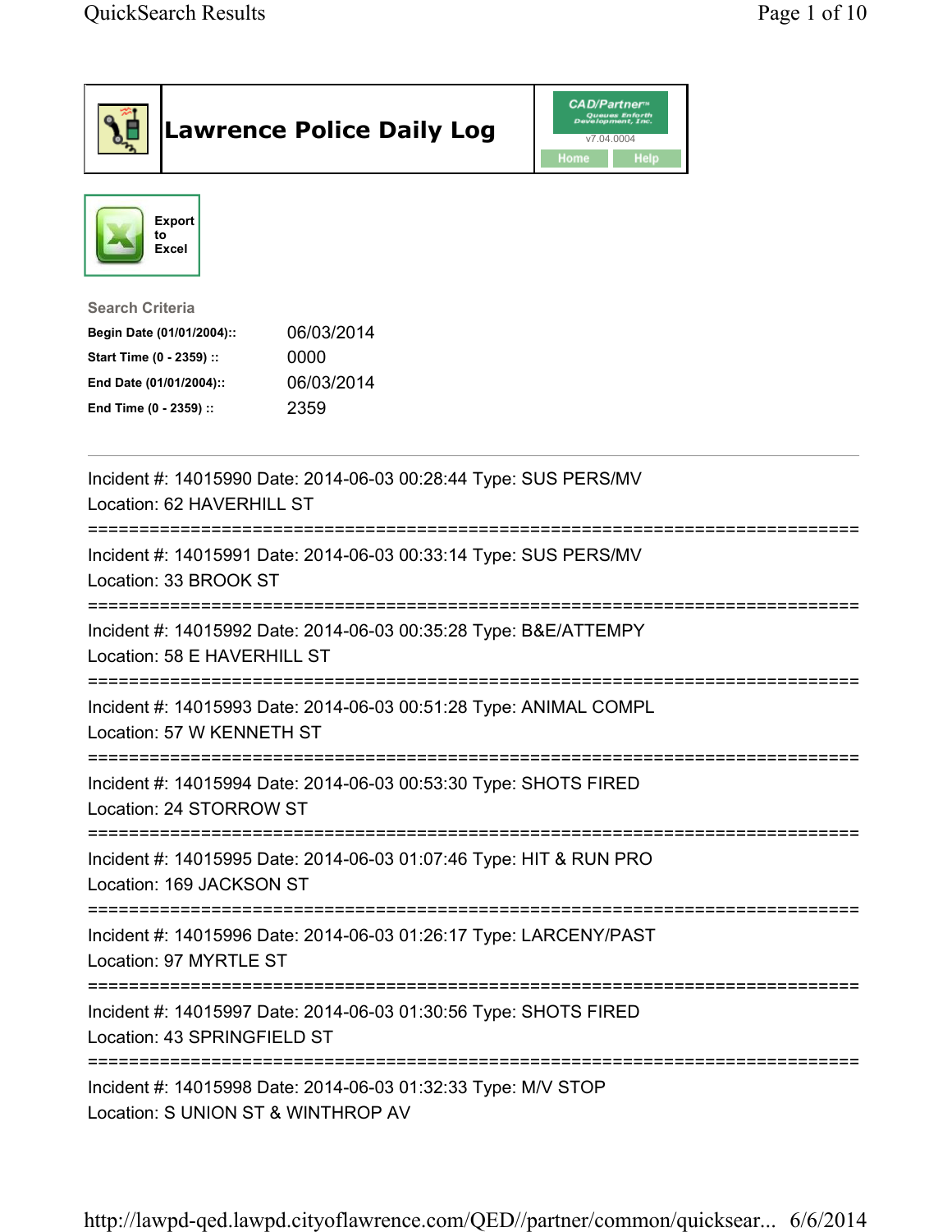# Lawrence Police Daily Log

CAD/Partner v7.04.0004

Home | Help

Export to Excel

**Search Criteria**

| | |
|---|---|
| **Begin Date (01/01/2004)::** | 06/03/2014 |
| **Start Time (0 - 2359) ::** | 0000 |
| **End Date (01/01/2004)::** | 06/03/2014 |
| **End Time (0 - 2359) ::** | 2359 |

---

Incident #: 14015990 Date: 2014-06-03 00:28:44 Type: SUS PERS/MV
Location: 62 HAVERHILL ST

===========================================================================

Incident #: 14015991 Date: 2014-06-03 00:33:14 Type: SUS PERS/MV
Location: 33 BROOK ST

===========================================================================

Incident #: 14015992 Date: 2014-06-03 00:35:28 Type: B&E/ATTEMPY
Location: 58 E HAVERHILL ST

===========================================================================

Incident #: 14015993 Date: 2014-06-03 00:51:28 Type: ANIMAL COMPL
Location: 57 W KENNETH ST

===========================================================================

Incident #: 14015994 Date: 2014-06-03 00:53:30 Type: SHOTS FIRED
Location: 24 STORROW ST

===========================================================================

Incident #: 14015995 Date: 2014-06-03 01:07:46 Type: HIT & RUN PRO
Location: 169 JACKSON ST

===========================================================================

Incident #: 14015996 Date: 2014-06-03 01:26:17 Type: LARCENY/PAST
Location: 97 MYRTLE ST

===========================================================================

Incident #: 14015997 Date: 2014-06-03 01:30:56 Type: SHOTS FIRED
Location: 43 SPRINGFIELD ST

===========================================================================

Incident #: 14015998 Date: 2014-06-03 01:32:33 Type: M/V STOP
Location: S UNION ST & WINTHROP AV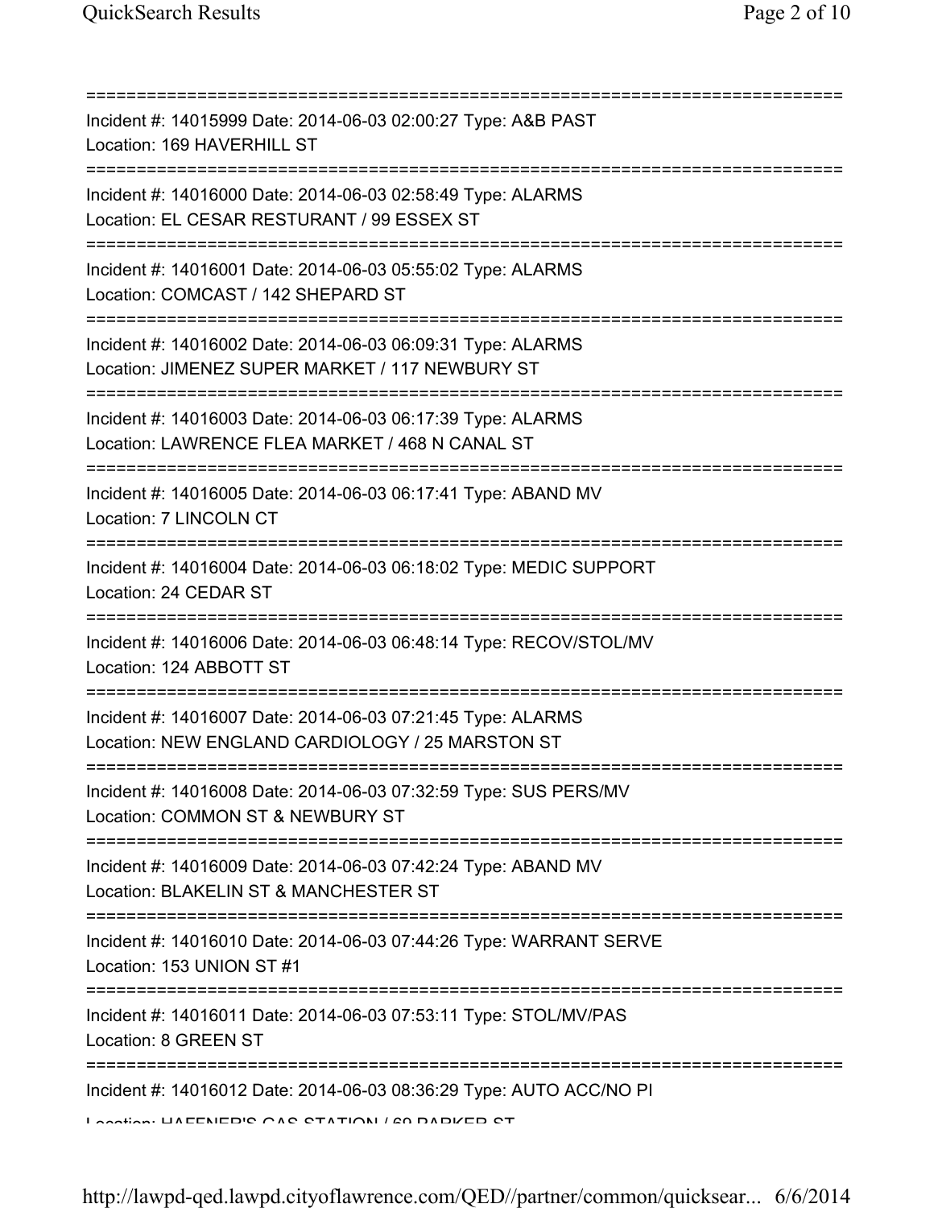===========================================================================
Incident #: 14015999 Date: 2014-06-03 02:00:27 Type: A&B PAST
Location: 169 HAVERHILL ST
===========================================================================
Incident #: 14016000 Date: 2014-06-03 02:58:49 Type: ALARMS
Location: EL CESAR RESTURANT / 99 ESSEX ST
===========================================================================
Incident #: 14016001 Date: 2014-06-03 05:55:02 Type: ALARMS
Location: COMCAST / 142 SHEPARD ST
===========================================================================
Incident #: 14016002 Date: 2014-06-03 06:09:31 Type: ALARMS
Location: JIMENEZ SUPER MARKET / 117 NEWBURY ST
===========================================================================
Incident #: 14016003 Date: 2014-06-03 06:17:39 Type: ALARMS
Location: LAWRENCE FLEA MARKET / 468 N CANAL ST
===========================================================================
Incident #: 14016005 Date: 2014-06-03 06:17:41 Type: ABAND MV
Location: 7 LINCOLN CT
===========================================================================
Incident #: 14016004 Date: 2014-06-03 06:18:02 Type: MEDIC SUPPORT
Location: 24 CEDAR ST
===========================================================================
Incident #: 14016006 Date: 2014-06-03 06:48:14 Type: RECOV/STOL/MV
Location: 124 ABBOTT ST
===========================================================================
Incident #: 14016007 Date: 2014-06-03 07:21:45 Type: ALARMS
Location: NEW ENGLAND CARDIOLOGY / 25 MARSTON ST
===========================================================================
Incident #: 14016008 Date: 2014-06-03 07:32:59 Type: SUS PERS/MV
Location: COMMON ST & NEWBURY ST
===========================================================================
Incident #: 14016009 Date: 2014-06-03 07:42:24 Type: ABAND MV
Location: BLAKELIN ST & MANCHESTER ST
===========================================================================
Incident #: 14016010 Date: 2014-06-03 07:44:26 Type: WARRANT SERVE
Location: 153 UNION ST #1
===========================================================================
Incident #: 14016011 Date: 2014-06-03 07:53:11 Type: STOL/MV/PAS
Location: 8 GREEN ST
===========================================================================
Incident #: 14016012 Date: 2014-06-03 08:36:29 Type: AUTO ACC/NO PI
Location: HAFFNER'S GAS STATION / 69 PARKER ST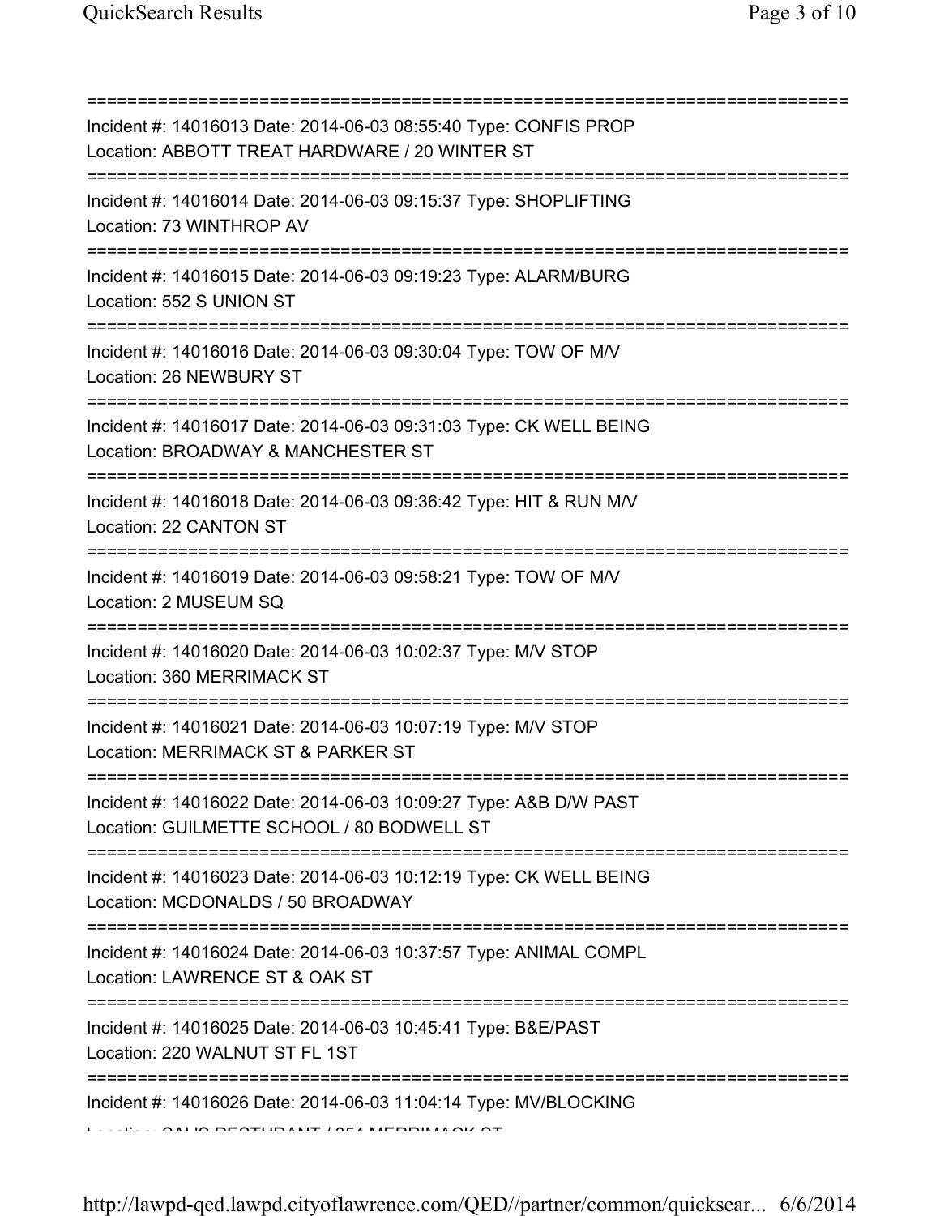===========================================================================
Incident #: 14016013 Date: 2014-06-03 08:55:40 Type: CONFIS PROP
Location: ABBOTT TREAT HARDWARE / 20 WINTER ST
===========================================================================
Incident #: 14016014 Date: 2014-06-03 09:15:37 Type: SHOPLIFTING
Location: 73 WINTHROP AV
===========================================================================
Incident #: 14016015 Date: 2014-06-03 09:19:23 Type: ALARM/BURG
Location: 552 S UNION ST
===========================================================================
Incident #: 14016016 Date: 2014-06-03 09:30:04 Type: TOW OF M/V
Location: 26 NEWBURY ST
===========================================================================
Incident #: 14016017 Date: 2014-06-03 09:31:03 Type: CK WELL BEING
Location: BROADWAY & MANCHESTER ST
===========================================================================
Incident #: 14016018 Date: 2014-06-03 09:36:42 Type: HIT & RUN M/V
Location: 22 CANTON ST
===========================================================================
Incident #: 14016019 Date: 2014-06-03 09:58:21 Type: TOW OF M/V
Location: 2 MUSEUM SQ
===========================================================================
Incident #: 14016020 Date: 2014-06-03 10:02:37 Type: M/V STOP
Location: 360 MERRIMACK ST
===========================================================================
Incident #: 14016021 Date: 2014-06-03 10:07:19 Type: M/V STOP
Location: MERRIMACK ST & PARKER ST
===========================================================================
Incident #: 14016022 Date: 2014-06-03 10:09:27 Type: A&B D/W PAST
Location: GUILMETTE SCHOOL / 80 BODWELL ST
===========================================================================
Incident #: 14016023 Date: 2014-06-03 10:12:19 Type: CK WELL BEING
Location: MCDONALDS / 50 BROADWAY
===========================================================================
Incident #: 14016024 Date: 2014-06-03 10:37:57 Type: ANIMAL COMPL
Location: LAWRENCE ST & OAK ST
===========================================================================
Incident #: 14016025 Date: 2014-06-03 10:45:41 Type: B&E/PAST
Location: 220 WALNUT ST FL 1ST
===========================================================================
Incident #: 14016026 Date: 2014-06-03 11:04:14 Type: MV/BLOCKING
Location: SALIS RESTURANT / 354 MERRIMACK ST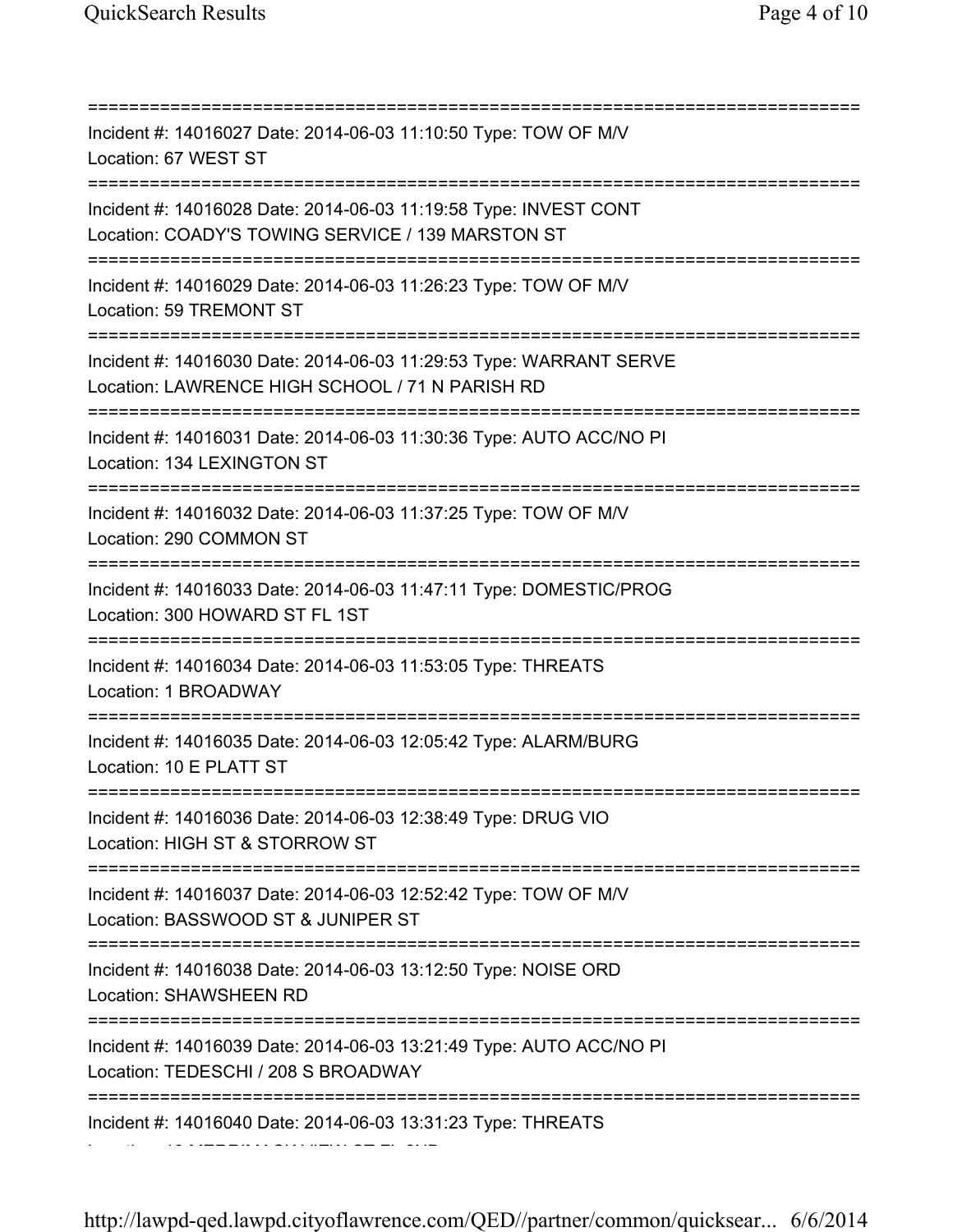===========================================================================
Incident #: 14016027 Date: 2014-06-03 11:10:50 Type: TOW OF M/V
Location: 67 WEST ST
===========================================================================
Incident #: 14016028 Date: 2014-06-03 11:19:58 Type: INVEST CONT
Location: COADY'S TOWING SERVICE / 139 MARSTON ST
===========================================================================
Incident #: 14016029 Date: 2014-06-03 11:26:23 Type: TOW OF M/V
Location: 59 TREMONT ST
===========================================================================
Incident #: 14016030 Date: 2014-06-03 11:29:53 Type: WARRANT SERVE
Location: LAWRENCE HIGH SCHOOL / 71 N PARISH RD
===========================================================================
Incident #: 14016031 Date: 2014-06-03 11:30:36 Type: AUTO ACC/NO PI
Location: 134 LEXINGTON ST
===========================================================================
Incident #: 14016032 Date: 2014-06-03 11:37:25 Type: TOW OF M/V
Location: 290 COMMON ST
===========================================================================
Incident #: 14016033 Date: 2014-06-03 11:47:11 Type: DOMESTIC/PROG
Location: 300 HOWARD ST FL 1ST
===========================================================================
Incident #: 14016034 Date: 2014-06-03 11:53:05 Type: THREATS
Location: 1 BROADWAY
===========================================================================
Incident #: 14016035 Date: 2014-06-03 12:05:42 Type: ALARM/BURG
Location: 10 E PLATT ST
===========================================================================
Incident #: 14016036 Date: 2014-06-03 12:38:49 Type: DRUG VIO
Location: HIGH ST & STORROW ST
===========================================================================
Incident #: 14016037 Date: 2014-06-03 12:52:42 Type: TOW OF M/V
Location: BASSWOOD ST & JUNIPER ST
===========================================================================
Incident #: 14016038 Date: 2014-06-03 13:12:50 Type: NOISE ORD
Location: SHAWSHEEN RD
===========================================================================
Incident #: 14016039 Date: 2014-06-03 13:21:49 Type: AUTO ACC/NO PI
Location: TEDESCHI / 208 S BROADWAY
===========================================================================
Incident #: 14016040 Date: 2014-06-03 13:31:23 Type: THREATS
Location: 12 MERRIMACK VIEW CT FL 2ND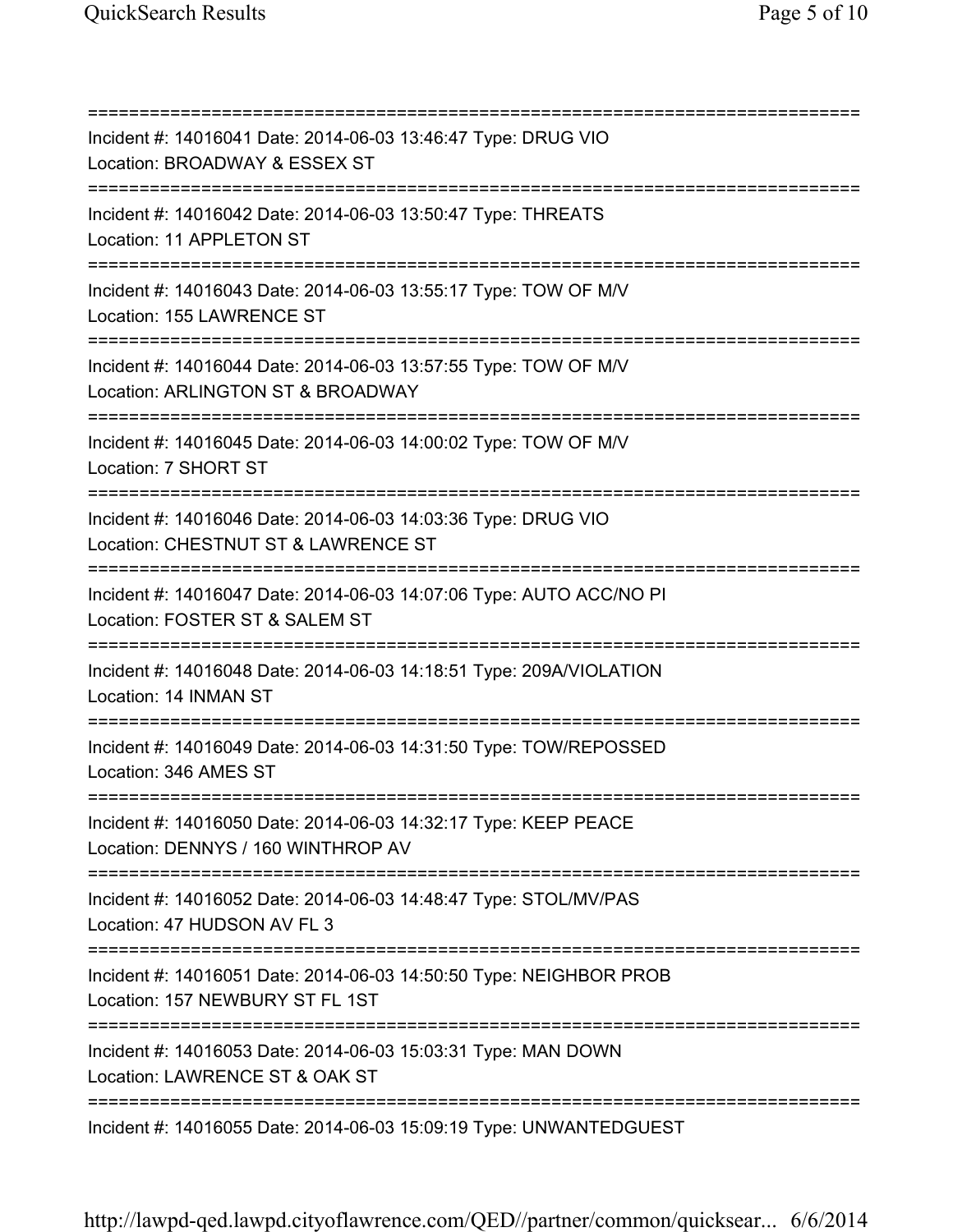===========================================================================
Incident #: 14016041 Date: 2014-06-03 13:46:47 Type: DRUG VIO
Location: BROADWAY & ESSEX ST
===========================================================================
Incident #: 14016042 Date: 2014-06-03 13:50:47 Type: THREATS
Location: 11 APPLETON ST
===========================================================================
Incident #: 14016043 Date: 2014-06-03 13:55:17 Type: TOW OF M/V
Location: 155 LAWRENCE ST
===========================================================================
Incident #: 14016044 Date: 2014-06-03 13:57:55 Type: TOW OF M/V
Location: ARLINGTON ST & BROADWAY
===========================================================================
Incident #: 14016045 Date: 2014-06-03 14:00:02 Type: TOW OF M/V
Location: 7 SHORT ST
===========================================================================
Incident #: 14016046 Date: 2014-06-03 14:03:36 Type: DRUG VIO
Location: CHESTNUT ST & LAWRENCE ST
===========================================================================
Incident #: 14016047 Date: 2014-06-03 14:07:06 Type: AUTO ACC/NO PI
Location: FOSTER ST & SALEM ST
===========================================================================
Incident #: 14016048 Date: 2014-06-03 14:18:51 Type: 209A/VIOLATION
Location: 14 INMAN ST
===========================================================================
Incident #: 14016049 Date: 2014-06-03 14:31:50 Type: TOW/REPOSSED
Location: 346 AMES ST
===========================================================================
Incident #: 14016050 Date: 2014-06-03 14:32:17 Type: KEEP PEACE
Location: DENNYS / 160 WINTHROP AV
===========================================================================
Incident #: 14016052 Date: 2014-06-03 14:48:47 Type: STOL/MV/PAS
Location: 47 HUDSON AV FL 3
===========================================================================
Incident #: 14016051 Date: 2014-06-03 14:50:50 Type: NEIGHBOR PROB
Location: 157 NEWBURY ST FL 1ST
===========================================================================
Incident #: 14016053 Date: 2014-06-03 15:03:31 Type: MAN DOWN
Location: LAWRENCE ST & OAK ST
===========================================================================
Incident #: 14016055 Date: 2014-06-03 15:09:19 Type: UNWANTEDGUEST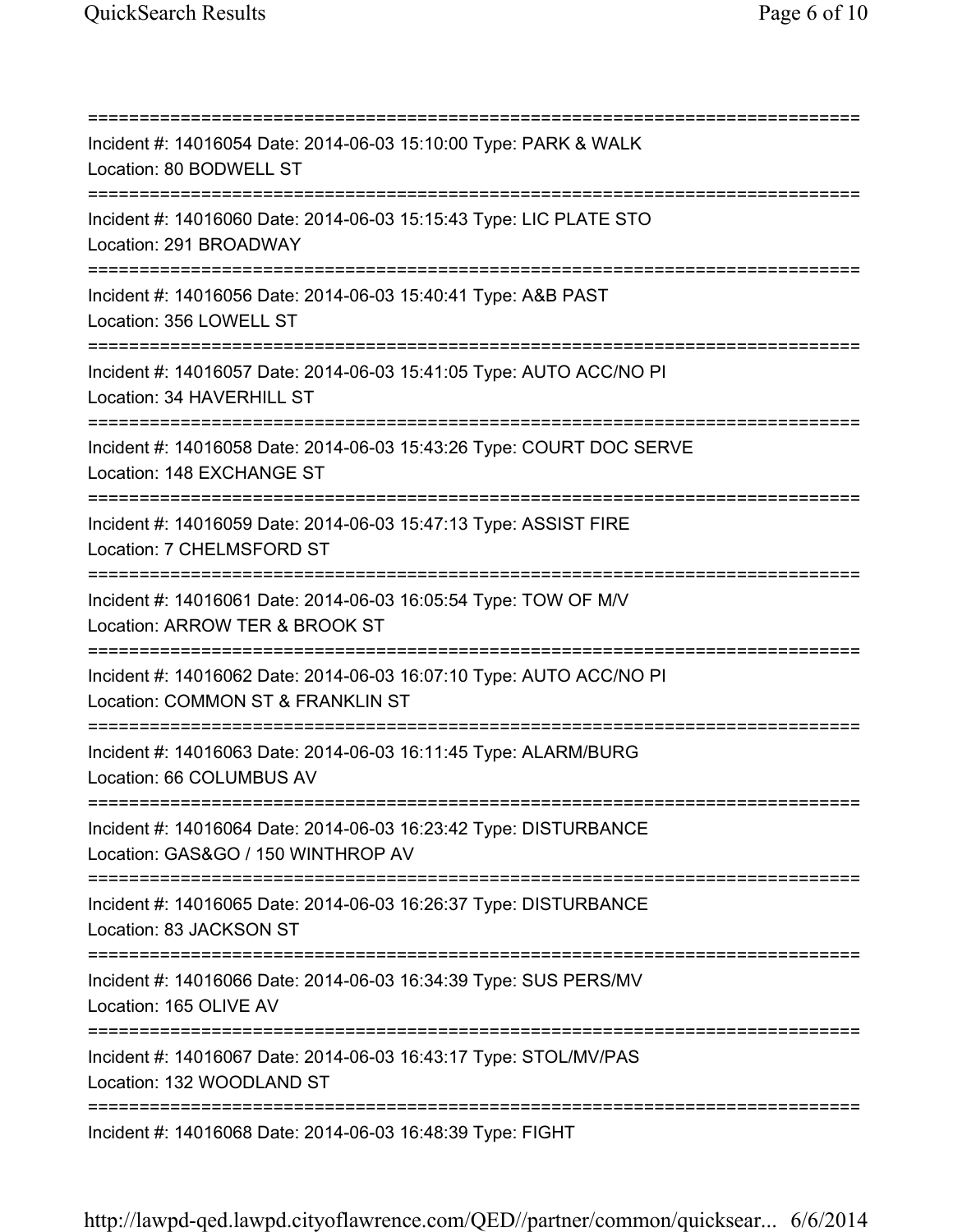Incident #: 14016054 Date: 2014-06-03 15:10:00 Type: PARK & WALK
Location: 80 BODWELL ST

Incident #: 14016060 Date: 2014-06-03 15:15:43 Type: LIC PLATE STO
Location: 291 BROADWAY

Incident #: 14016056 Date: 2014-06-03 15:40:41 Type: A&B PAST
Location: 356 LOWELL ST

Incident #: 14016057 Date: 2014-06-03 15:41:05 Type: AUTO ACC/NO PI
Location: 34 HAVERHILL ST

Incident #: 14016058 Date: 2014-06-03 15:43:26 Type: COURT DOC SERVE
Location: 148 EXCHANGE ST

Incident #: 14016059 Date: 2014-06-03 15:47:13 Type: ASSIST FIRE
Location: 7 CHELMSFORD ST

Incident #: 14016061 Date: 2014-06-03 16:05:54 Type: TOW OF M/V
Location: ARROW TER & BROOK ST

Incident #: 14016062 Date: 2014-06-03 16:07:10 Type: AUTO ACC/NO PI
Location: COMMON ST & FRANKLIN ST

Incident #: 14016063 Date: 2014-06-03 16:11:45 Type: ALARM/BURG
Location: 66 COLUMBUS AV

Incident #: 14016064 Date: 2014-06-03 16:23:42 Type: DISTURBANCE
Location: GAS&GO / 150 WINTHROP AV

Incident #: 14016065 Date: 2014-06-03 16:26:37 Type: DISTURBANCE
Location: 83 JACKSON ST

Incident #: 14016066 Date: 2014-06-03 16:34:39 Type: SUS PERS/MV
Location: 165 OLIVE AV

Incident #: 14016067 Date: 2014-06-03 16:43:17 Type: STOL/MV/PAS
Location: 132 WOODLAND ST

Incident #: 14016068 Date: 2014-06-03 16:48:39 Type: FIGHT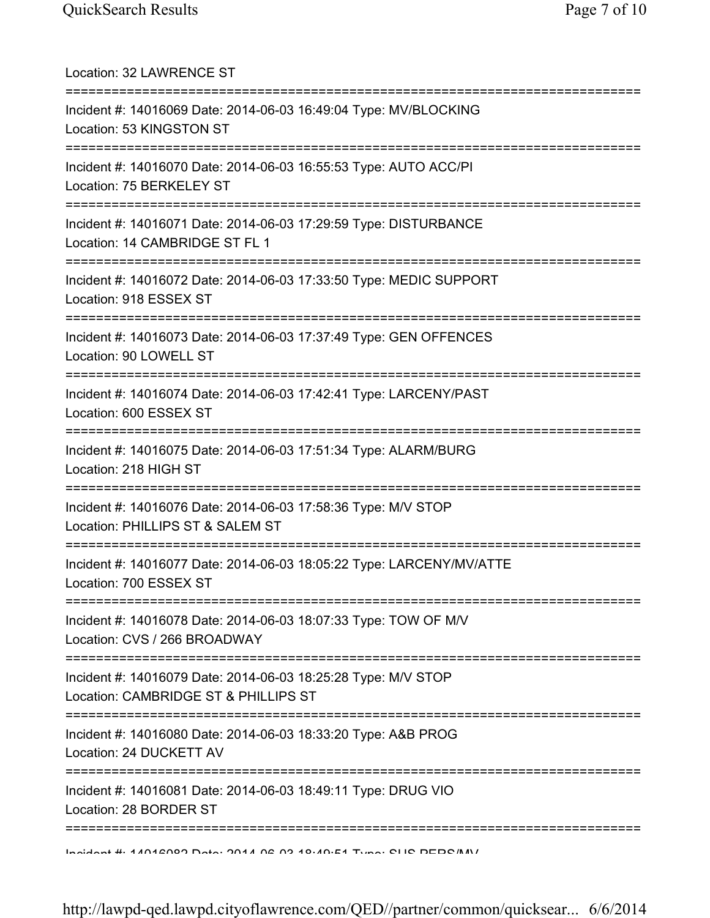Location: 32 LAWRENCE ST

===========================================================================

Incident #: 14016069 Date: 2014-06-03 16:49:04 Type: MV/BLOCKING
Location: 53 KINGSTON ST

===========================================================================

Incident #: 14016070 Date: 2014-06-03 16:55:53 Type: AUTO ACC/PI
Location: 75 BERKELEY ST

===========================================================================

Incident #: 14016071 Date: 2014-06-03 17:29:59 Type: DISTURBANCE
Location: 14 CAMBRIDGE ST FL 1

===========================================================================

Incident #: 14016072 Date: 2014-06-03 17:33:50 Type: MEDIC SUPPORT
Location: 918 ESSEX ST

===========================================================================

Incident #: 14016073 Date: 2014-06-03 17:37:49 Type: GEN OFFENCES
Location: 90 LOWELL ST

===========================================================================

Incident #: 14016074 Date: 2014-06-03 17:42:41 Type: LARCENY/PAST
Location: 600 ESSEX ST

===========================================================================

Incident #: 14016075 Date: 2014-06-03 17:51:34 Type: ALARM/BURG
Location: 218 HIGH ST

===========================================================================

Incident #: 14016076 Date: 2014-06-03 17:58:36 Type: M/V STOP
Location: PHILLIPS ST & SALEM ST

===========================================================================

Incident #: 14016077 Date: 2014-06-03 18:05:22 Type: LARCENY/MV/ATTE
Location: 700 ESSEX ST

===========================================================================

Incident #: 14016078 Date: 2014-06-03 18:07:33 Type: TOW OF M/V
Location: CVS / 266 BROADWAY

===========================================================================

Incident #: 14016079 Date: 2014-06-03 18:25:28 Type: M/V STOP
Location: CAMBRIDGE ST & PHILLIPS ST

===========================================================================

Incident #: 14016080 Date: 2014-06-03 18:33:20 Type: A&B PROG
Location: 24 DUCKETT AV

===========================================================================

Incident #: 14016081 Date: 2014-06-03 18:49:11 Type: DRUG VIO
Location: 28 BORDER ST

===========================================================================

Incident #: 14016082 Date: 2014-06-03 18:49:51 Type: SUS PERS/MV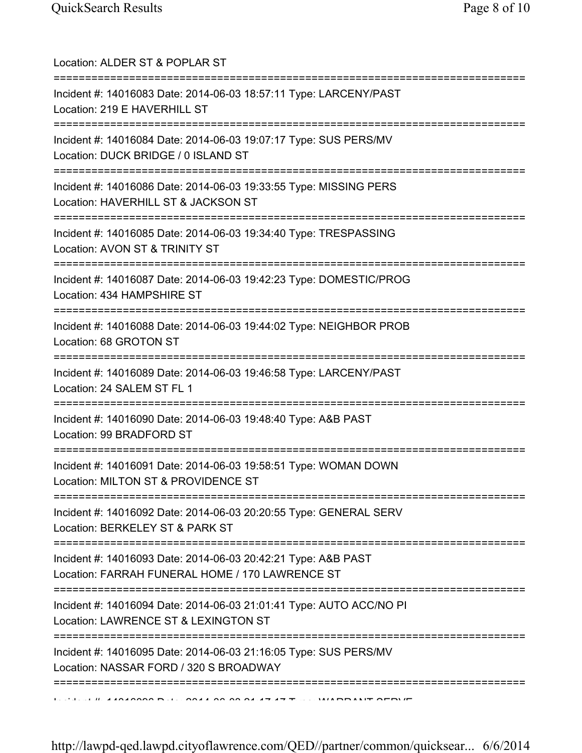Location: ALDER ST & POPLAR ST

===========================================================================

Incident #: 14016083 Date: 2014-06-03 18:57:11 Type: LARCENY/PAST
Location: 219 E HAVERHILL ST

===========================================================================

Incident #: 14016084 Date: 2014-06-03 19:07:17 Type: SUS PERS/MV
Location: DUCK BRIDGE / 0 ISLAND ST

===========================================================================

Incident #: 14016086 Date: 2014-06-03 19:33:55 Type: MISSING PERS
Location: HAVERHILL ST & JACKSON ST

===========================================================================

Incident #: 14016085 Date: 2014-06-03 19:34:40 Type: TRESPASSING
Location: AVON ST & TRINITY ST

===========================================================================

Incident #: 14016087 Date: 2014-06-03 19:42:23 Type: DOMESTIC/PROG
Location: 434 HAMPSHIRE ST

===========================================================================

Incident #: 14016088 Date: 2014-06-03 19:44:02 Type: NEIGHBOR PROB
Location: 68 GROTON ST

===========================================================================

Incident #: 14016089 Date: 2014-06-03 19:46:58 Type: LARCENY/PAST
Location: 24 SALEM ST FL 1

===========================================================================

Incident #: 14016090 Date: 2014-06-03 19:48:40 Type: A&B PAST
Location: 99 BRADFORD ST

===========================================================================

Incident #: 14016091 Date: 2014-06-03 19:58:51 Type: WOMAN DOWN
Location: MILTON ST & PROVIDENCE ST

===========================================================================

Incident #: 14016092 Date: 2014-06-03 20:20:55 Type: GENERAL SERV
Location: BERKELEY ST & PARK ST

===========================================================================

Incident #: 14016093 Date: 2014-06-03 20:42:21 Type: A&B PAST
Location: FARRAH FUNERAL HOME / 170 LAWRENCE ST

===========================================================================

Incident #: 14016094 Date: 2014-06-03 21:01:41 Type: AUTO ACC/NO PI
Location: LAWRENCE ST & LEXINGTON ST

===========================================================================

Incident #: 14016095 Date: 2014-06-03 21:16:05 Type: SUS PERS/MV
Location: NASSAR FORD / 320 S BROADWAY

===========================================================================

Incident #: 14016096 Date: 2014-06-03 21:17:17 Type: WARRANT SERVE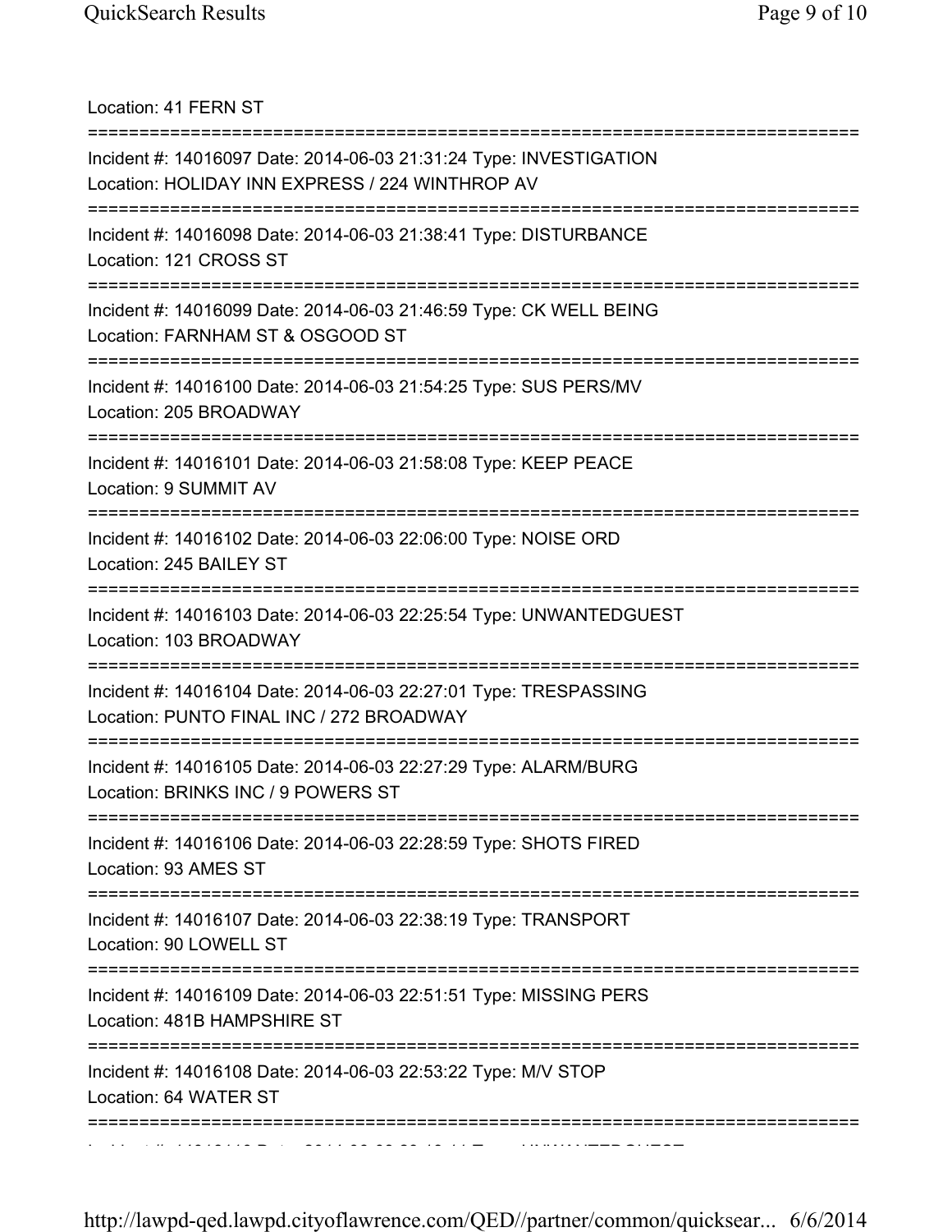Location: 41 FERN ST

===========================================================================

Incident #: 14016097 Date: 2014-06-03 21:31:24 Type: INVESTIGATION
Location: HOLIDAY INN EXPRESS / 224 WINTHROP AV

===========================================================================

Incident #: 14016098 Date: 2014-06-03 21:38:41 Type: DISTURBANCE
Location: 121 CROSS ST

===========================================================================

Incident #: 14016099 Date: 2014-06-03 21:46:59 Type: CK WELL BEING
Location: FARNHAM ST & OSGOOD ST

===========================================================================

Incident #: 14016100 Date: 2014-06-03 21:54:25 Type: SUS PERS/MV
Location: 205 BROADWAY

===========================================================================

Incident #: 14016101 Date: 2014-06-03 21:58:08 Type: KEEP PEACE
Location: 9 SUMMIT AV

===========================================================================

Incident #: 14016102 Date: 2014-06-03 22:06:00 Type: NOISE ORD
Location: 245 BAILEY ST

===========================================================================

Incident #: 14016103 Date: 2014-06-03 22:25:54 Type: UNWANTEDGUEST
Location: 103 BROADWAY

===========================================================================

Incident #: 14016104 Date: 2014-06-03 22:27:01 Type: TRESPASSING
Location: PUNTO FINAL INC / 272 BROADWAY

===========================================================================

Incident #: 14016105 Date: 2014-06-03 22:27:29 Type: ALARM/BURG
Location: BRINKS INC / 9 POWERS ST

===========================================================================

Incident #: 14016106 Date: 2014-06-03 22:28:59 Type: SHOTS FIRED
Location: 93 AMES ST

===========================================================================

Incident #: 14016107 Date: 2014-06-03 22:38:19 Type: TRANSPORT
Location: 90 LOWELL ST

===========================================================================

Incident #: 14016109 Date: 2014-06-03 22:51:51 Type: MISSING PERS
Location: 481B HAMPSHIRE ST

===========================================================================

Incident #: 14016108 Date: 2014-06-03 22:53:22 Type: M/V STOP
Location: 64 WATER ST

===========================================================================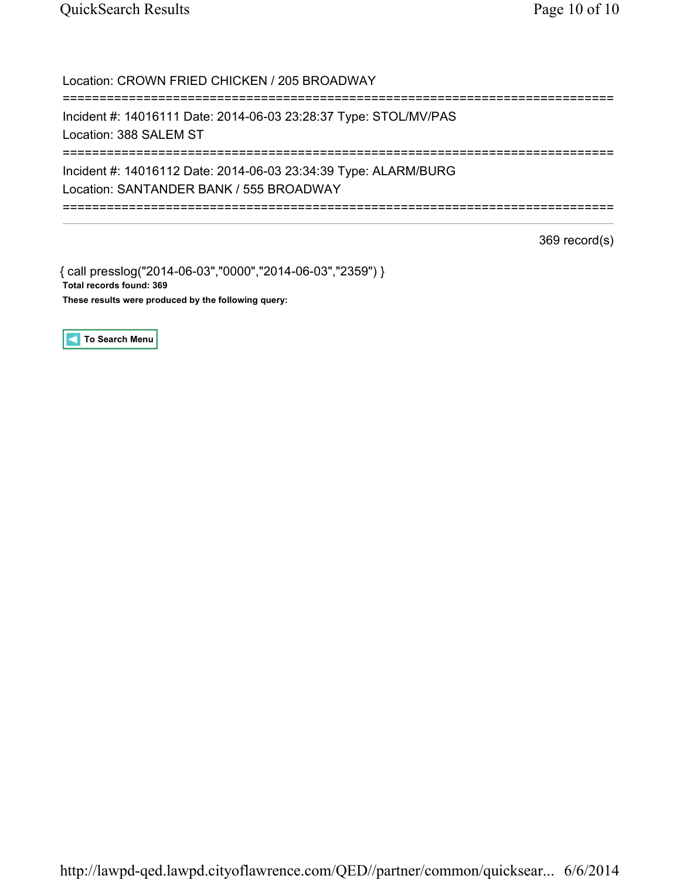Location: CROWN FRIED CHICKEN / 205 BROADWAY

===========================================================================

Incident #: 14016111 Date: 2014-06-03 23:28:37 Type: STOL/MV/PAS

Location: 388 SALEM ST

===========================================================================

Incident #: 14016112 Date: 2014-06-03 23:34:39 Type: ALARM/BURG

Location: SANTANDER BANK / 555 BROADWAY

===========================================================================

---

369 record(s)

{ call presslog("2014-06-03","0000","2014-06-03","2359") }

**Total records found: 369**

**These results were produced by the following query:**

**To Search Menu**